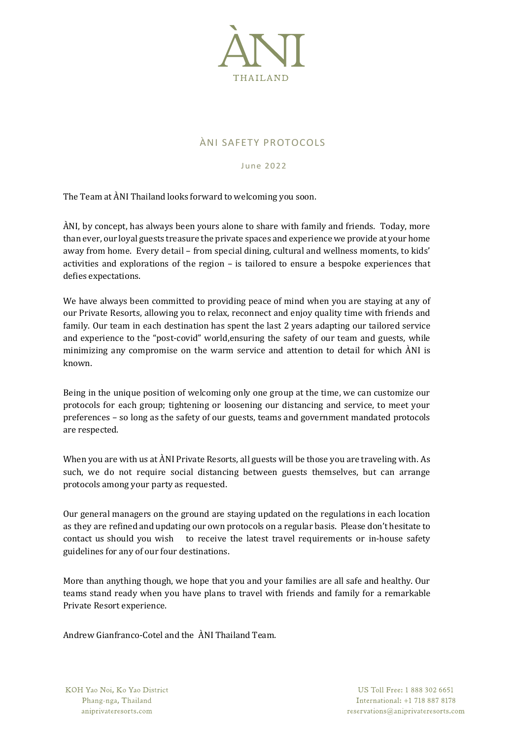# ÀNI

THAILAND

## ÀNI SAFETY PROTOCOLS

June 2022

The Team at ÀNI Thailand looks forward to welcoming you soon.

ÀNI, by concept, has always been yours alone to share with family and friends. Today, more than ever, our loyal guests treasure the private spaces and experience we provide at your home away from home. Every detail – from special dining, cultural and wellness moments, to kids' activities and explorations of the region – is tailored to ensure a bespoke experiences that defies expectations.

We have always been committed to providing peace of mind when you are staying at any of our Private Resorts, allowing you to relax, reconnect and enjoy quality time with friends and family. Our team in each destination has spent the last 2 years adapting our tailored service and experience to the "post-covid" world,ensuring the safety of our team and guests, while minimizing any compromise on the warm service and attention to detail for which ÀNI is known.

Being in the unique position of welcoming only one group at the time, we can customize our protocols for each group; tightening or loosening our distancing and service, to meet your preferences – so long as the safety of our guests, teams and government mandated protocols are respected.

When you are with us at ÀNI Private Resorts, all guests will be those you are traveling with. As such, we do not require social distancing between guests themselves, but can arrange protocols among your party as requested.

Our general managers on the ground are staying updated on the regulations in each location as they are refined and updating our own protocols on a regular basis. Please don't hesitate to contact us should you wish to receive the latest travel requirements or in-house safety guidelines for any of our four destinations.

More than anything though, we hope that you and your families are all safe and healthy. Our teams stand ready when you have plans to travel with friends and family for a remarkable Private Resort experience.

Andrew Gianfranco-Cotel and the ÀNI Thailand Team.

KOH Yao Noi, Ko Yao District
Phang-nga, Thailand
aniprivateresorts.com

US Toll Free: 1 888 302 6651
International: +1 718 887 8178
reservations@aniprivateresorts.com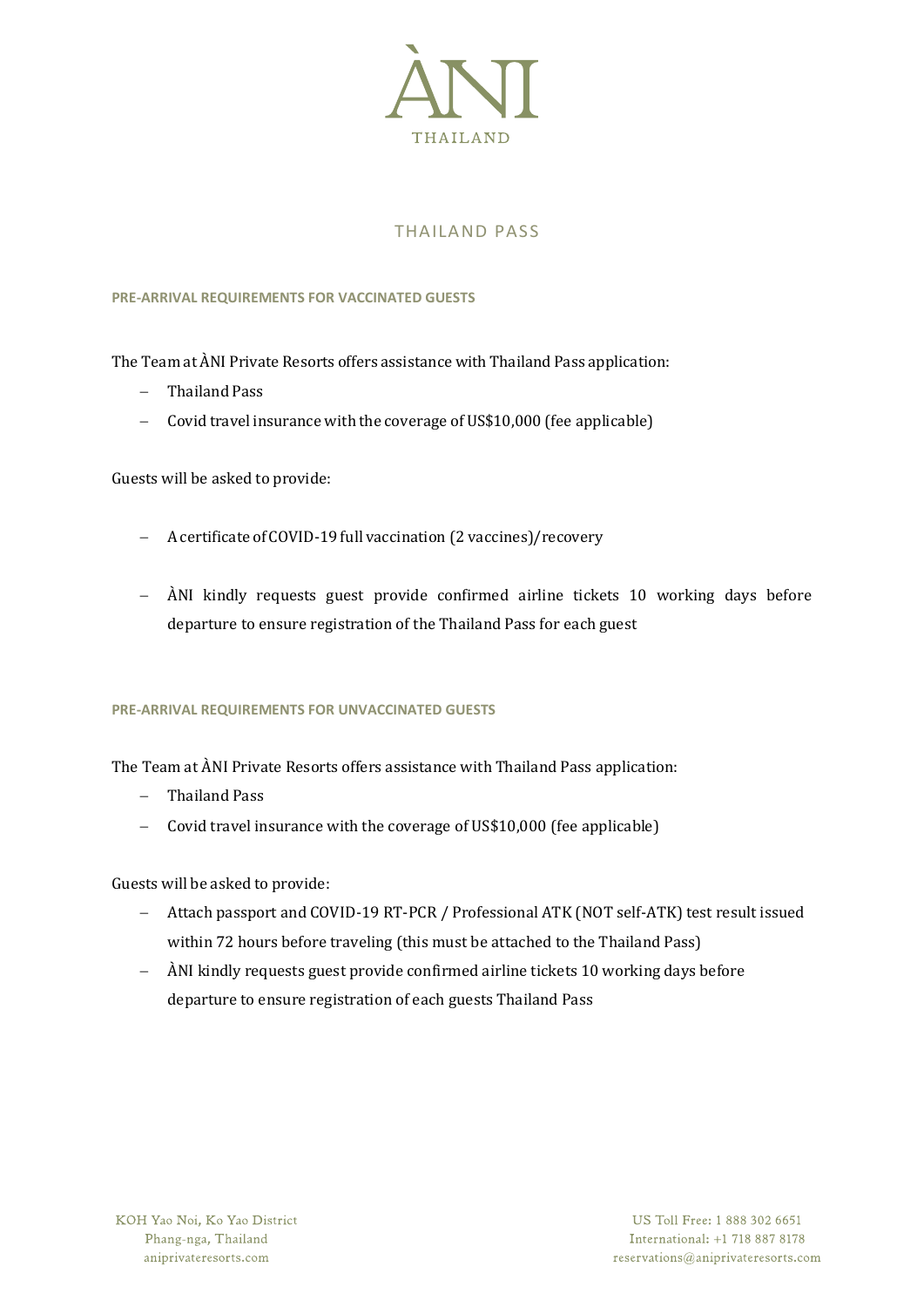# ÀNI

THAILAND

## THAILAND PASS

### PRE-ARRIVAL REQUIREMENTS FOR VACCINATED GUESTS

The Team at ÀNI Private Resorts offers assistance with Thailand Pass application:

- Thailand Pass
- Covid travel insurance with the coverage of US$10,000 (fee applicable)

Guests will be asked to provide:

- A certificate of COVID-19 full vaccination (2 vaccines)/recovery
- ÀNI kindly requests guest provide confirmed airline tickets 10 working days before departure to ensure registration of the Thailand Pass for each guest

### PRE-ARRIVAL REQUIREMENTS FOR UNVACCINATED GUESTS

The Team at ÀNI Private Resorts offers assistance with Thailand Pass application:

- Thailand Pass
- Covid travel insurance with the coverage of US$10,000 (fee applicable)

Guests will be asked to provide:

- Attach passport and COVID-19 RT-PCR / Professional ATK (NOT self-ATK) test result issued within 72 hours before traveling (this must be attached to the Thailand Pass)
- ÀNI kindly requests guest provide confirmed airline tickets 10 working days before departure to ensure registration of each guests Thailand Pass

KOH Yao Noi, Ko Yao District
Phang-nga, Thailand
aniprivateresorts.com

US Toll Free: 1 888 302 6651
International: +1 718 887 8178
reservations@aniprivateresorts.com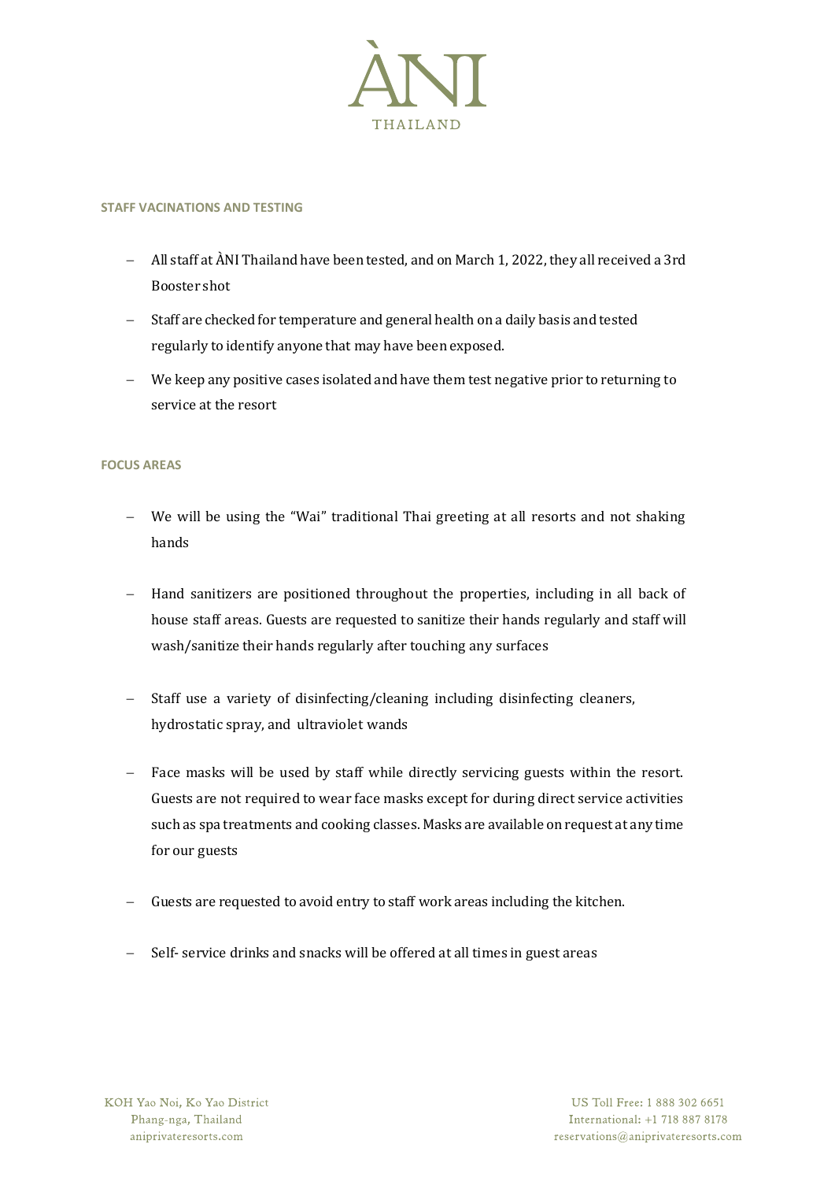## STAFF VACINATIONS AND TESTING

- All staff at ÀNI Thailand have been tested, and on March 1, 2022, they all received a 3rd Booster shot
- Staff are checked for temperature and general health on a daily basis and tested regularly to identify anyone that may have been exposed.
- We keep any positive cases isolated and have them test negative prior to returning to service at the resort

## FOCUS AREAS

- We will be using the "Wai" traditional Thai greeting at all resorts and not shaking hands
- Hand sanitizers are positioned throughout the properties, including in all back of house staff areas. Guests are requested to sanitize their hands regularly and staff will wash/sanitize their hands regularly after touching any surfaces
- Staff use a variety of disinfecting/cleaning including disinfecting cleaners, hydrostatic spray, and ultraviolet wands
- Face masks will be used by staff while directly servicing guests within the resort. Guests are not required to wear face masks except for during direct service activities such as spa treatments and cooking classes. Masks are available on request at any time for our guests
- Guests are requested to avoid entry to staff work areas including the kitchen.
- Self- service drinks and snacks will be offered at all times in guest areas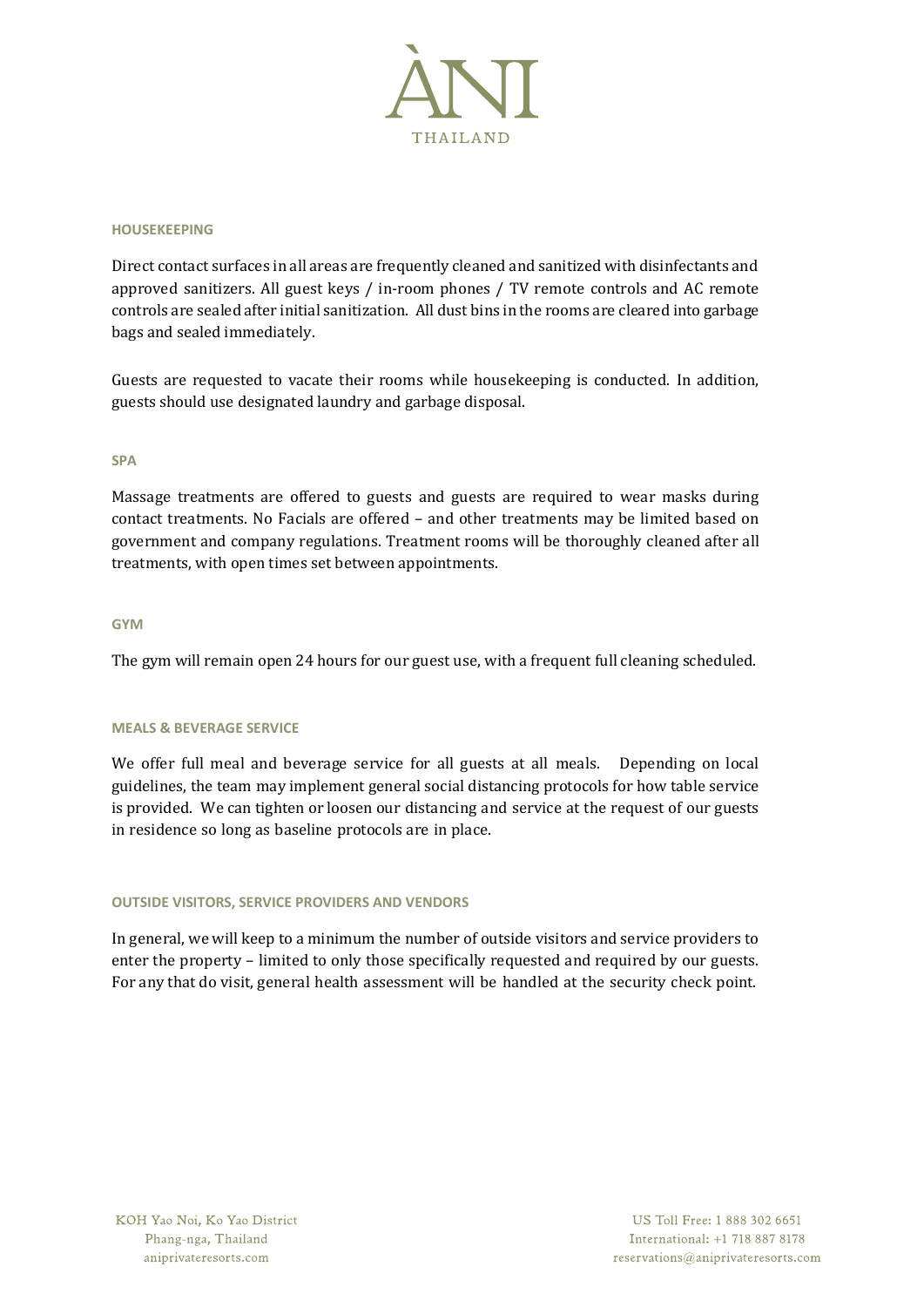## HOUSEKEEPING

Direct contact surfaces in all areas are frequently cleaned and sanitized with disinfectants and approved sanitizers. All guest keys / in-room phones / TV remote controls and AC remote controls are sealed after initial sanitization. All dust bins in the rooms are cleared into garbage bags and sealed immediately.

Guests are requested to vacate their rooms while housekeeping is conducted. In addition, guests should use designated laundry and garbage disposal.

## SPA

Massage treatments are offered to guests and guests are required to wear masks during contact treatments. No Facials are offered – and other treatments may be limited based on government and company regulations. Treatment rooms will be thoroughly cleaned after all treatments, with open times set between appointments.

## GYM

The gym will remain open 24 hours for our guest use, with a frequent full cleaning scheduled.

## MEALS & BEVERAGE SERVICE

We offer full meal and beverage service for all guests at all meals. Depending on local guidelines, the team may implement general social distancing protocols for how table service is provided. We can tighten or loosen our distancing and service at the request of our guests in residence so long as baseline protocols are in place.

## OUTSIDE VISITORS, SERVICE PROVIDERS AND VENDORS

In general, we will keep to a minimum the number of outside visitors and service providers to enter the property – limited to only those specifically requested and required by our guests. For any that do visit, general health assessment will be handled at the security check point.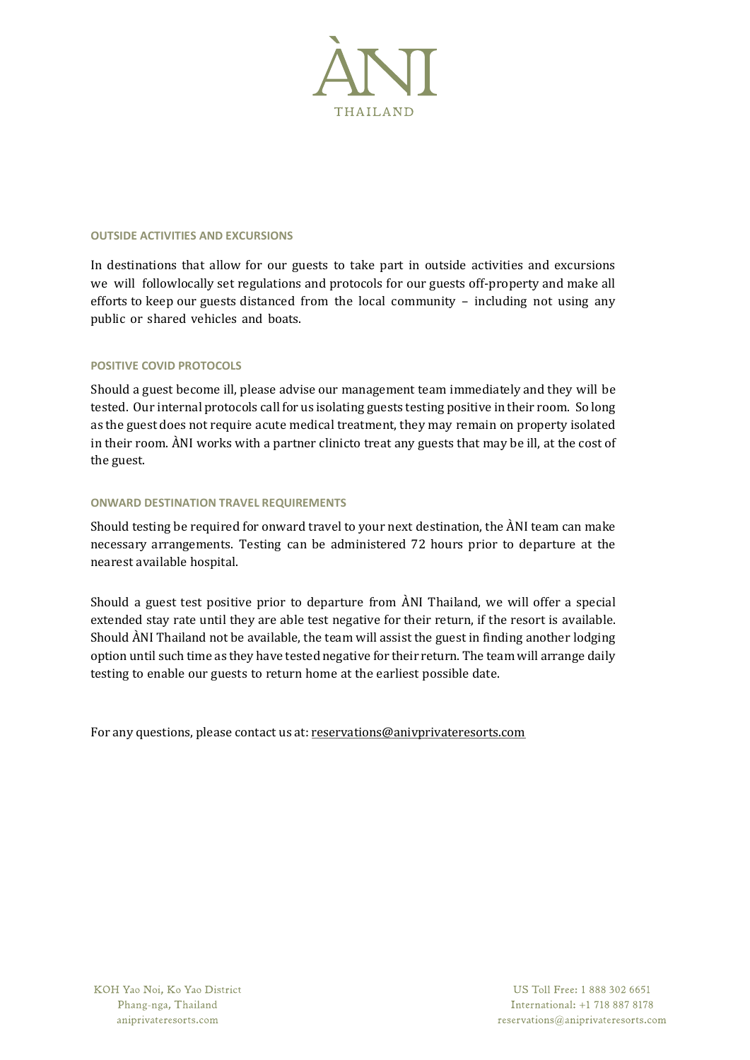## OUTSIDE ACTIVITIES AND EXCURSIONS

In destinations that allow for our guests to take part in outside activities and excursions we will followlocally set regulations and protocols for our guests off-property and make all efforts to keep our guests distanced from the local community – including not using any public or shared vehicles and boats.

## POSITIVE COVID PROTOCOLS

Should a guest become ill, please advise our management team immediately and they will be tested. Our internal protocols call for us isolating guests testing positive in their room. So long as the guest does not require acute medical treatment, they may remain on property isolated in their room. ÀNI works with a partner clinicto treat any guests that may be ill, at the cost of the guest.

## ONWARD DESTINATION TRAVEL REQUIREMENTS

Should testing be required for onward travel to your next destination, the ÀNI team can make necessary arrangements. Testing can be administered 72 hours prior to departure at the nearest available hospital.

Should a guest test positive prior to departure from ÀNI Thailand, we will offer a special extended stay rate until they are able test negative for their return, if the resort is available. Should ÀNI Thailand not be available, the team will assist the guest in finding another lodging option until such time as they have tested negative for their return. The team will arrange daily testing to enable our guests to return home at the earliest possible date.

For any questions, please contact us at: reservations@anivprivateresorts.com